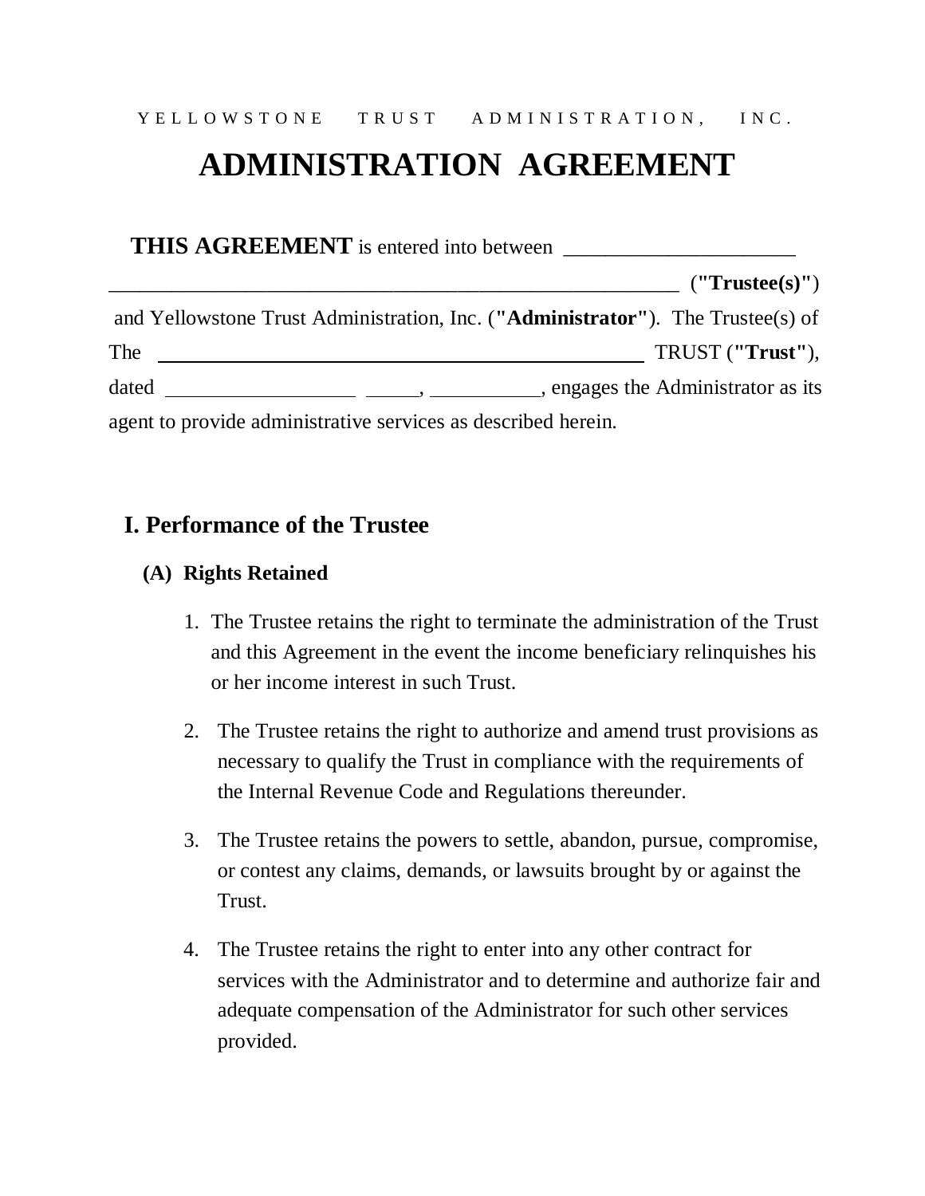Y E L L O W S T O N E  T R U S T  A D M I N I S T R A T I O N ,  I N C .

# ADMINISTRATION AGREEMENT

**THIS AGREEMENT** is entered into between ______________________ __________________________________________________________ (**"Trustee(s)"**) and Yellowstone Trust Administration, Inc. (**"Administrator"**). The Trustee(s) of The ______________________________________________ TRUST (**"Trust"**), dated __________________ _____, __________, engages the Administrator as its agent to provide administrative services as described herein.

## I. Performance of the Trustee

### (A) Rights Retained

1. The Trustee retains the right to terminate the administration of the Trust and this Agreement in the event the income beneficiary relinquishes his or her income interest in such Trust.

2. The Trustee retains the right to authorize and amend trust provisions as necessary to qualify the Trust in compliance with the requirements of the Internal Revenue Code and Regulations thereunder.

3. The Trustee retains the powers to settle, abandon, pursue, compromise, or contest any claims, demands, or lawsuits brought by or against the Trust.

4. The Trustee retains the right to enter into any other contract for services with the Administrator and to determine and authorize fair and adequate compensation of the Administrator for such other services provided.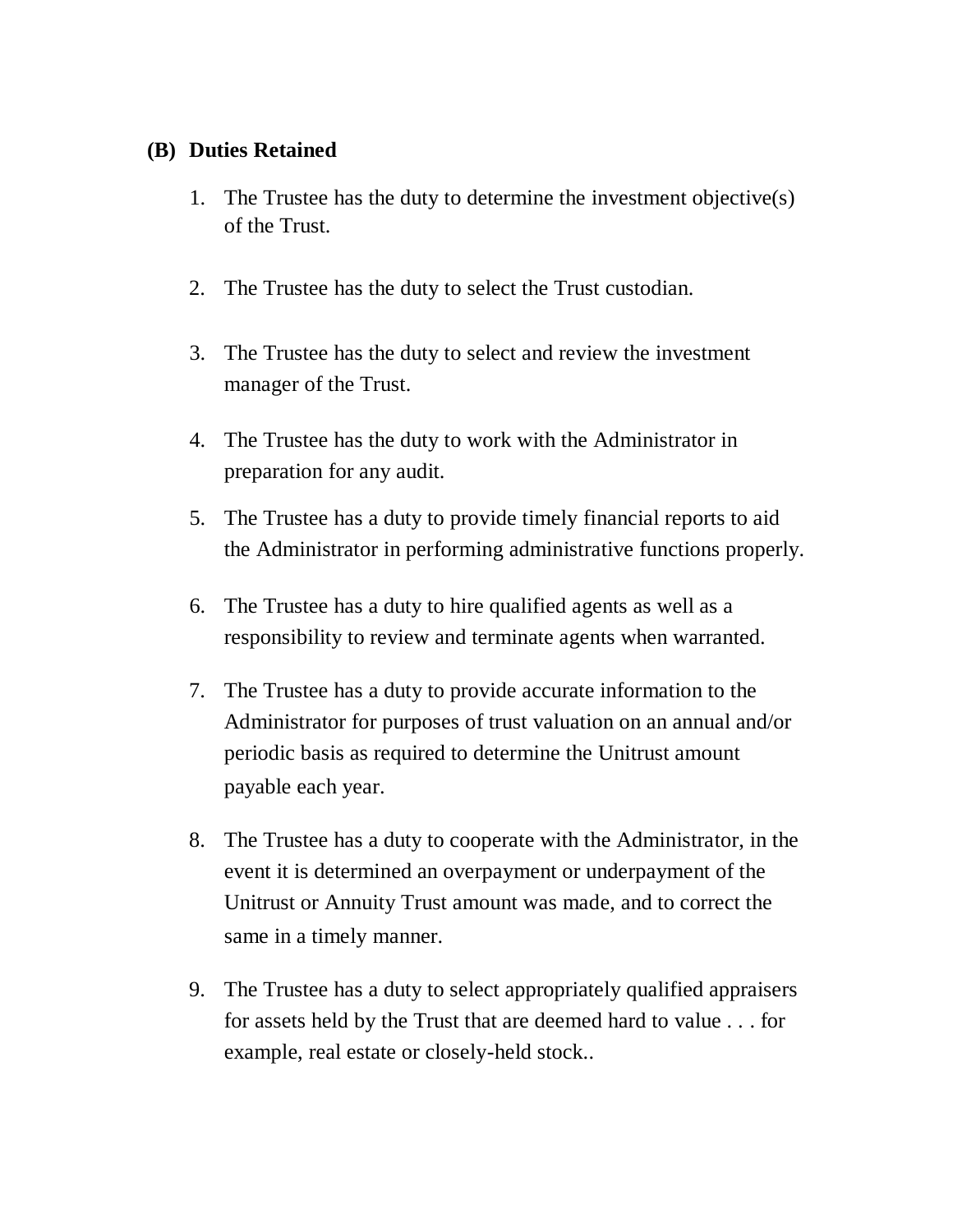### (B) Duties Retained

1. The Trustee has the duty to determine the investment objective(s) of the Trust.

2. The Trustee has the duty to select the Trust custodian.

3. The Trustee has the duty to select and review the investment manager of the Trust.

4. The Trustee has the duty to work with the Administrator in preparation for any audit.

5. The Trustee has a duty to provide timely financial reports to aid the Administrator in performing administrative functions properly.

6. The Trustee has a duty to hire qualified agents as well as a responsibility to review and terminate agents when warranted.

7. The Trustee has a duty to provide accurate information to the Administrator for purposes of trust valuation on an annual and/or periodic basis as required to determine the Unitrust amount payable each year.

8. The Trustee has a duty to cooperate with the Administrator, in the event it is determined an overpayment or underpayment of the Unitrust or Annuity Trust amount was made, and to correct the same in a timely manner.

9. The Trustee has a duty to select appropriately qualified appraisers for assets held by the Trust that are deemed hard to value . . . for example, real estate or closely-held stock..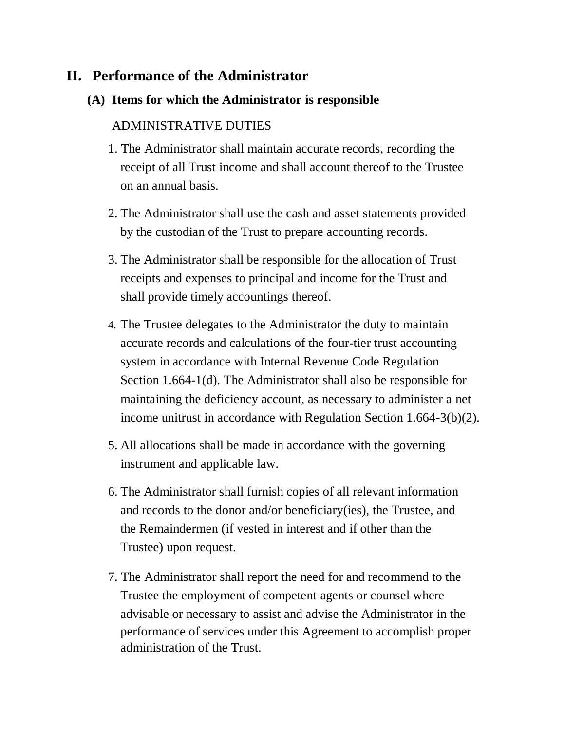## II. Performance of the Administrator

### (A) Items for which the Administrator is responsible

ADMINISTRATIVE DUTIES

1. The Administrator shall maintain accurate records, recording the receipt of all Trust income and shall account thereof to the Trustee on an annual basis.

2. The Administrator shall use the cash and asset statements provided by the custodian of the Trust to prepare accounting records.

3. The Administrator shall be responsible for the allocation of Trust receipts and expenses to principal and income for the Trust and shall provide timely accountings thereof.

4. The Trustee delegates to the Administrator the duty to maintain accurate records and calculations of the four-tier trust accounting system in accordance with Internal Revenue Code Regulation Section 1.664-1(d). The Administrator shall also be responsible for maintaining the deficiency account, as necessary to administer a net income unitrust in accordance with Regulation Section 1.664-3(b)(2).

5. All allocations shall be made in accordance with the governing instrument and applicable law.

6. The Administrator shall furnish copies of all relevant information and records to the donor and/or beneficiary(ies), the Trustee, and the Remaindermen (if vested in interest and if other than the Trustee) upon request.

7. The Administrator shall report the need for and recommend to the Trustee the employment of competent agents or counsel where advisable or necessary to assist and advise the Administrator in the performance of services under this Agreement to accomplish proper administration of the Trust.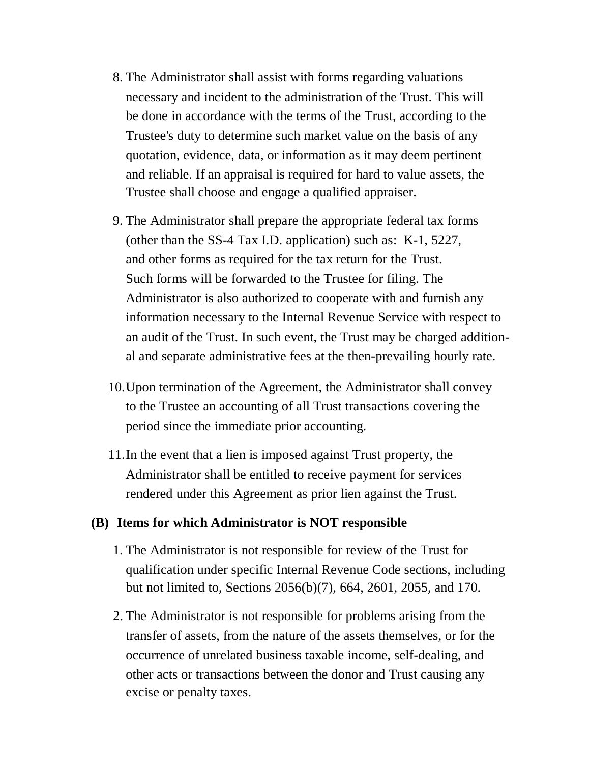8. The Administrator shall assist with forms regarding valuations necessary and incident to the administration of the Trust. This will be done in accordance with the terms of the Trust, according to the Trustee's duty to determine such market value on the basis of any quotation, evidence, data, or information as it may deem pertinent and reliable. If an appraisal is required for hard to value assets, the Trustee shall choose and engage a qualified appraiser.

9. The Administrator shall prepare the appropriate federal tax forms (other than the SS-4 Tax I.D. application) such as: K-1, 5227, and other forms as required for the tax return for the Trust. Such forms will be forwarded to the Trustee for filing. The Administrator is also authorized to cooperate with and furnish any information necessary to the Internal Revenue Service with respect to an audit of the Trust. In such event, the Trust may be charged additional and separate administrative fees at the then-prevailing hourly rate.

10. Upon termination of the Agreement, the Administrator shall convey to the Trustee an accounting of all Trust transactions covering the period since the immediate prior accounting.

11. In the event that a lien is imposed against Trust property, the Administrator shall be entitled to receive payment for services rendered under this Agreement as prior lien against the Trust.

**(B) Items for which Administrator is NOT responsible**

1. The Administrator is not responsible for review of the Trust for qualification under specific Internal Revenue Code sections, including but not limited to, Sections 2056(b)(7), 664, 2601, 2055, and 170.

2. The Administrator is not responsible for problems arising from the transfer of assets, from the nature of the assets themselves, or for the occurrence of unrelated business taxable income, self-dealing, and other acts or transactions between the donor and Trust causing any excise or penalty taxes.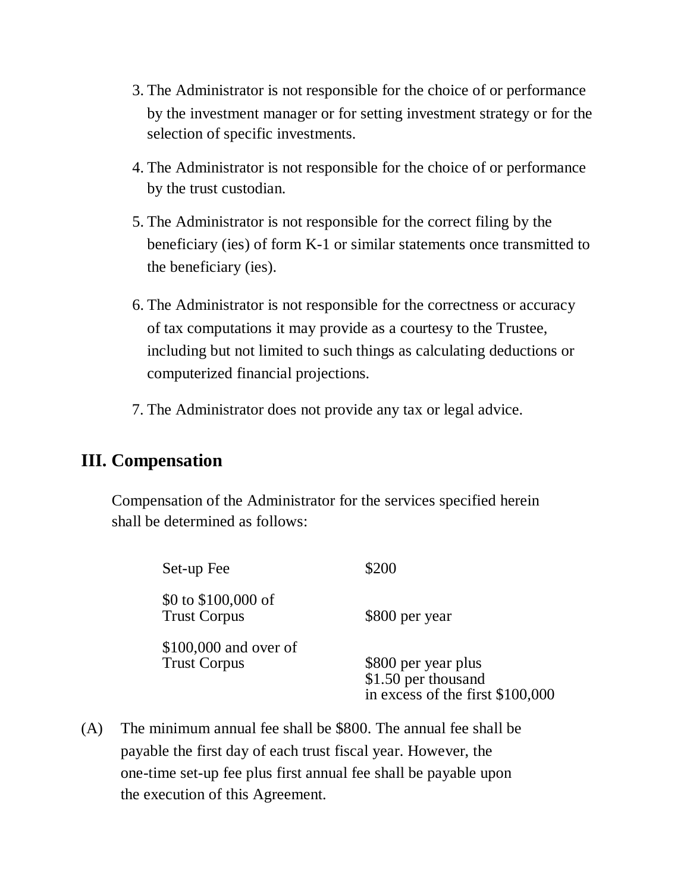3. The Administrator is not responsible for the choice of or performance by the investment manager or for setting investment strategy or for the selection of specific investments.

4. The Administrator is not responsible for the choice of or performance by the trust custodian.

5. The Administrator is not responsible for the correct filing by the beneficiary (ies) of form K-1 or similar statements once transmitted to the beneficiary (ies).

6. The Administrator is not responsible for the correctness or accuracy of tax computations it may provide as a courtesy to the Trustee, including but not limited to such things as calculating deductions or computerized financial projections.

7. The Administrator does not provide any tax or legal advice.

## III. Compensation

Compensation of the Administrator for the services specified herein shall be determined as follows:

| | |
|---|---|
| Set-up Fee | $200 |
| $0 to $100,000 of Trust Corpus | $800 per year |
| $100,000 and over of Trust Corpus | $800 per year plus $1.50 per thousand in excess of the first $100,000 |

(A) The minimum annual fee shall be $800. The annual fee shall be payable the first day of each trust fiscal year. However, the one-time set-up fee plus first annual fee shall be payable upon the execution of this Agreement.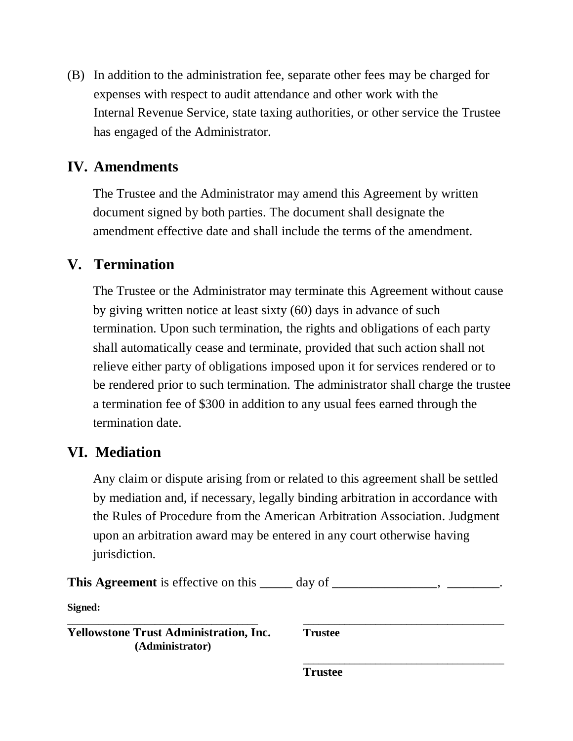(B) In addition to the administration fee, separate other fees may be charged for expenses with respect to audit attendance and other work with the Internal Revenue Service, state taxing authorities, or other service the Trustee has engaged of the Administrator.

## IV. Amendments

The Trustee and the Administrator may amend this Agreement by written document signed by both parties. The document shall designate the amendment effective date and shall include the terms of the amendment.

## V. Termination

The Trustee or the Administrator may terminate this Agreement without cause by giving written notice at least sixty (60) days in advance of such termination. Upon such termination, the rights and obligations of each party shall automatically cease and terminate, provided that such action shall not relieve either party of obligations imposed upon it for services rendered or to be rendered prior to such termination. The administrator shall charge the trustee a termination fee of $300 in addition to any usual fees earned through the termination date.

## VI. Mediation

Any claim or dispute arising from or related to this agreement shall be settled by mediation and, if necessary, legally binding arbitration in accordance with the Rules of Procedure from the American Arbitration Association. Judgment upon an arbitration award may be entered in any court otherwise having jurisdiction.

**This Agreement** is effective on this _____ day of ________________, ________.

**Signed:**

________________________________
**Yellowstone Trust Administration, Inc.**
**(Administrator)**

________________________________
**Trustee**

________________________________
**Trustee**